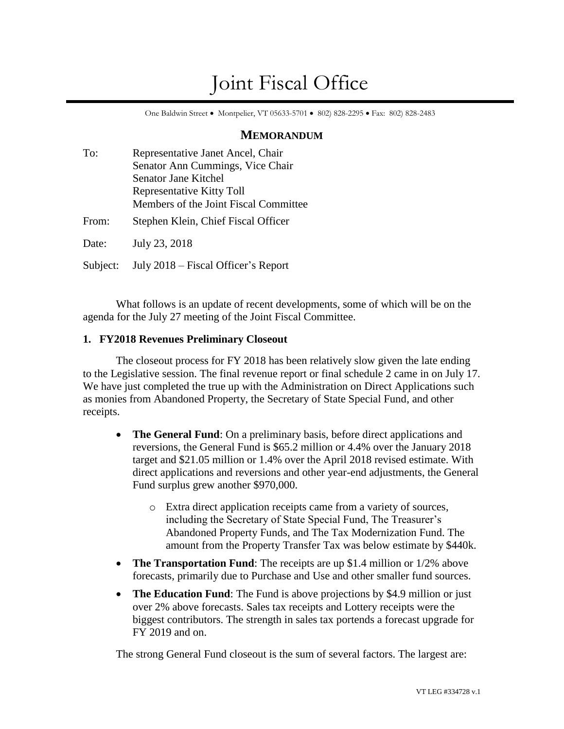# Joint Fiscal Office

One Baldwin Street • Montpelier, VT 05633-5701 • 802) 828-2295 • Fax: 802) 828-2483

## MEMORANDUM

To: Representative Janet Ancel, Chair
Senator Ann Cummings, Vice Chair
Senator Jane Kitchel
Representative Kitty Toll
Members of the Joint Fiscal Committee

From: Stephen Klein, Chief Fiscal Officer

Date: July 23, 2018

Subject: July 2018 – Fiscal Officer's Report

What follows is an update of recent developments, some of which will be on the agenda for the July 27 meeting of the Joint Fiscal Committee.

### 1. FY2018 Revenues Preliminary Closeout

The closeout process for FY 2018 has been relatively slow given the late ending to the Legislative session. The final revenue report or final schedule 2 came in on July 17. We have just completed the true up with the Administration on Direct Applications such as monies from Abandoned Property, the Secretary of State Special Fund, and other receipts.

- **The General Fund**: On a preliminary basis, before direct applications and reversions, the General Fund is $65.2 million or 4.4% over the January 2018 target and $21.05 million or 1.4% over the April 2018 revised estimate. With direct applications and reversions and other year-end adjustments, the General Fund surplus grew another $970,000.
  - Extra direct application receipts came from a variety of sources, including the Secretary of State Special Fund, The Treasurer's Abandoned Property Funds, and The Tax Modernization Fund. The amount from the Property Transfer Tax was below estimate by $440k.
- **The Transportation Fund**: The receipts are up $1.4 million or 1/2% above forecasts, primarily due to Purchase and Use and other smaller fund sources.
- **The Education Fund**: The Fund is above projections by $4.9 million or just over 2% above forecasts. Sales tax receipts and Lottery receipts were the biggest contributors. The strength in sales tax portends a forecast upgrade for FY 2019 and on.

The strong General Fund closeout is the sum of several factors. The largest are: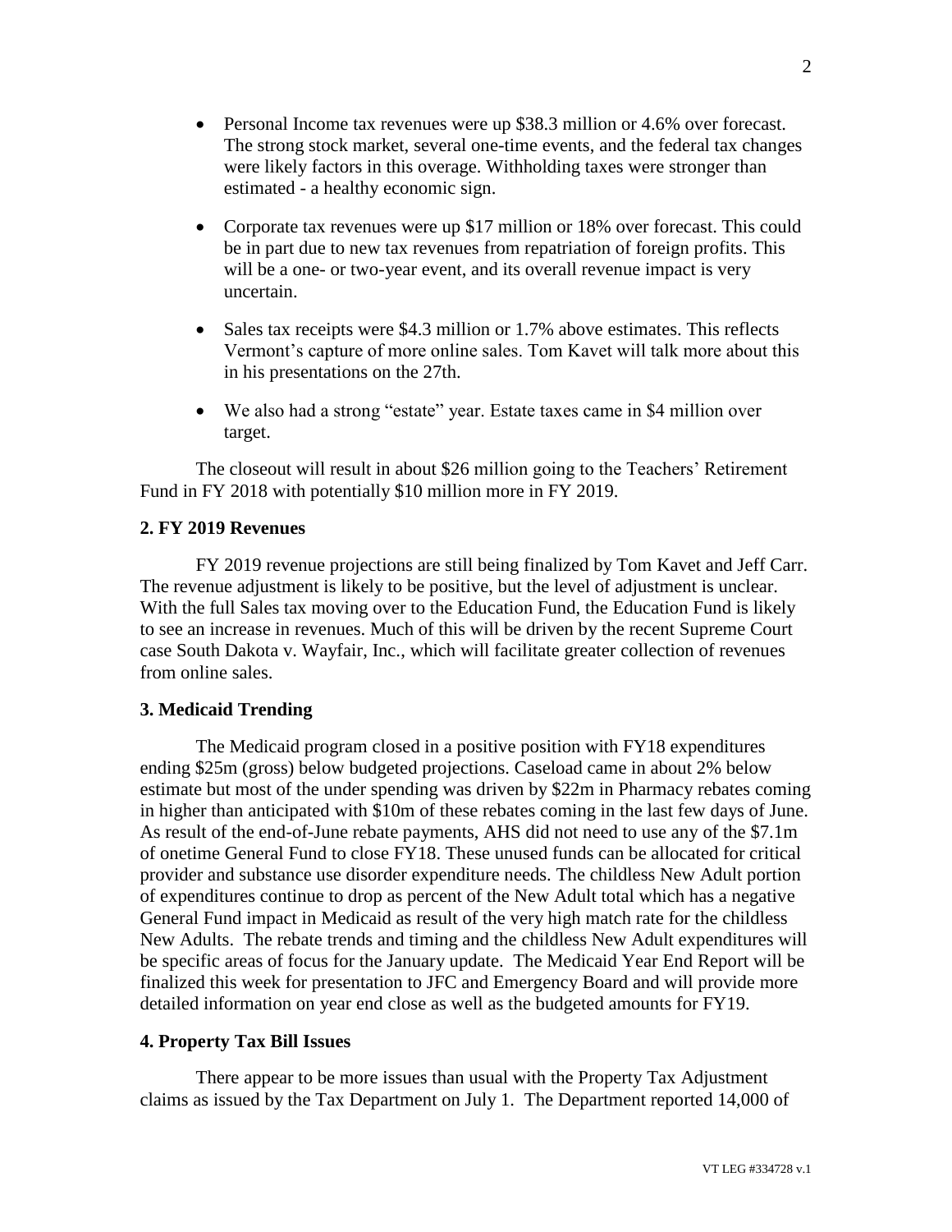- Personal Income tax revenues were up \$38.3 million or 4.6% over forecast. The strong stock market, several one-time events, and the federal tax changes were likely factors in this overage. Withholding taxes were stronger than estimated - a healthy economic sign.

- Corporate tax revenues were up \$17 million or 18% over forecast. This could be in part due to new tax revenues from repatriation of foreign profits. This will be a one- or two-year event, and its overall revenue impact is very uncertain.

- Sales tax receipts were \$4.3 million or 1.7% above estimates. This reflects Vermont's capture of more online sales. Tom Kavet will talk more about this in his presentations on the 27th.

- We also had a strong "estate" year. Estate taxes came in \$4 million over target.

The closeout will result in about \$26 million going to the Teachers' Retirement Fund in FY 2018 with potentially \$10 million more in FY 2019.

**2. FY 2019 Revenues**

FY 2019 revenue projections are still being finalized by Tom Kavet and Jeff Carr. The revenue adjustment is likely to be positive, but the level of adjustment is unclear. With the full Sales tax moving over to the Education Fund, the Education Fund is likely to see an increase in revenues. Much of this will be driven by the recent Supreme Court case South Dakota v. Wayfair, Inc., which will facilitate greater collection of revenues from online sales.

**3. Medicaid Trending**

The Medicaid program closed in a positive position with FY18 expenditures ending \$25m (gross) below budgeted projections. Caseload came in about 2% below estimate but most of the under spending was driven by \$22m in Pharmacy rebates coming in higher than anticipated with \$10m of these rebates coming in the last few days of June. As result of the end-of-June rebate payments, AHS did not need to use any of the \$7.1m of onetime General Fund to close FY18. These unused funds can be allocated for critical provider and substance use disorder expenditure needs. The childless New Adult portion of expenditures continue to drop as percent of the New Adult total which has a negative General Fund impact in Medicaid as result of the very high match rate for the childless New Adults. The rebate trends and timing and the childless New Adult expenditures will be specific areas of focus for the January update. The Medicaid Year End Report will be finalized this week for presentation to JFC and Emergency Board and will provide more detailed information on year end close as well as the budgeted amounts for FY19.

**4. Property Tax Bill Issues**

There appear to be more issues than usual with the Property Tax Adjustment claims as issued by the Tax Department on July 1. The Department reported 14,000 of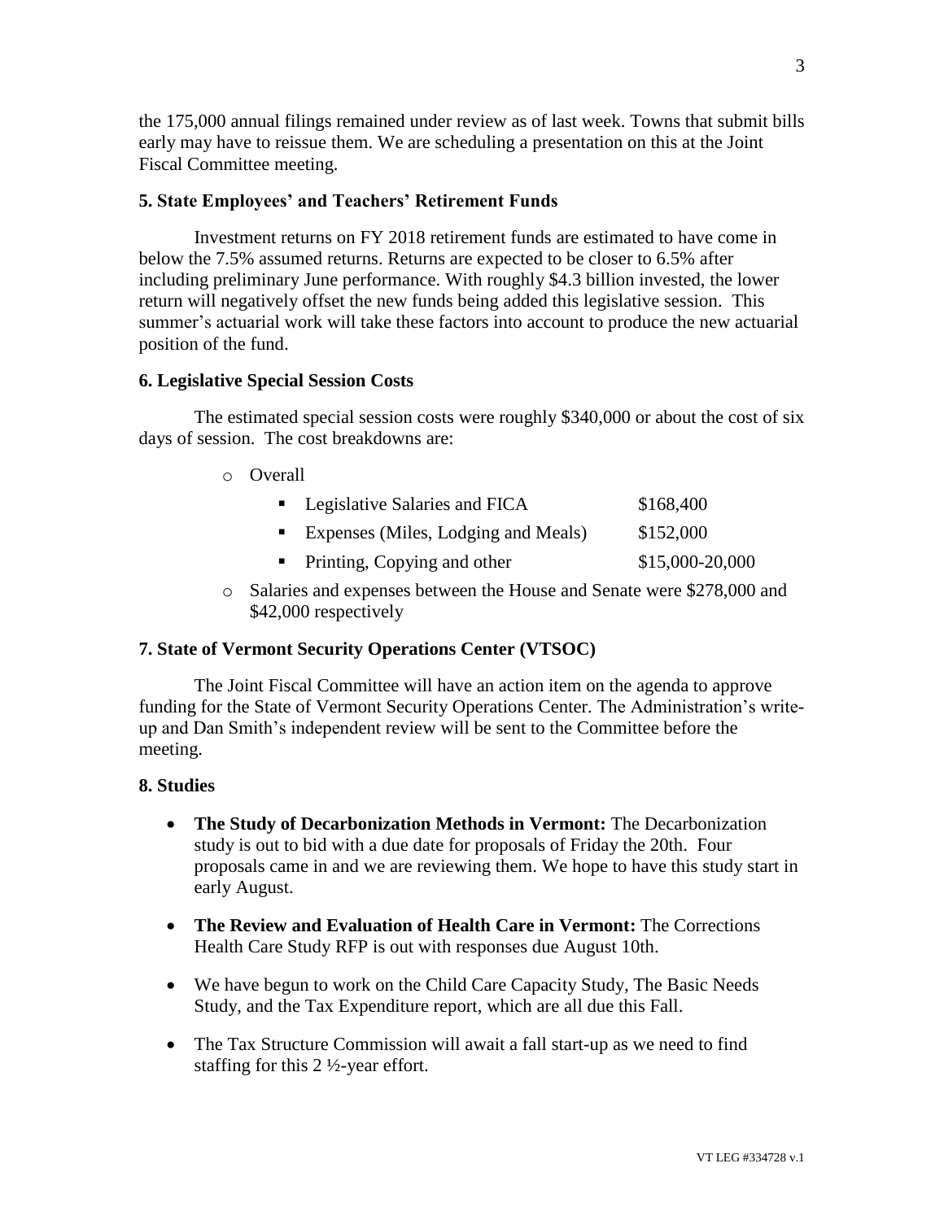the 175,000 annual filings remained under review as of last week. Towns that submit bills early may have to reissue them. We are scheduling a presentation on this at the Joint Fiscal Committee meeting.

### 5. State Employees' and Teachers' Retirement Funds

Investment returns on FY 2018 retirement funds are estimated to have come in below the 7.5% assumed returns. Returns are expected to be closer to 6.5% after including preliminary June performance. With roughly $4.3 billion invested, the lower return will negatively offset the new funds being added this legislative session. This summer's actuarial work will take these factors into account to produce the new actuarial position of the fund.

### 6. Legislative Special Session Costs

The estimated special session costs were roughly $340,000 or about the cost of six days of session. The cost breakdowns are:

- Overall
  - Legislative Salaries and FICA — $168,400
  - Expenses (Miles, Lodging and Meals) — $152,000
  - Printing, Copying and other — $15,000-20,000
- Salaries and expenses between the House and Senate were $278,000 and $42,000 respectively

### 7. State of Vermont Security Operations Center (VTSOC)

The Joint Fiscal Committee will have an action item on the agenda to approve funding for the State of Vermont Security Operations Center. The Administration's write-up and Dan Smith's independent review will be sent to the Committee before the meeting.

### 8. Studies

- **The Study of Decarbonization Methods in Vermont:** The Decarbonization study is out to bid with a due date for proposals of Friday the 20th. Four proposals came in and we are reviewing them. We hope to have this study start in early August.
- **The Review and Evaluation of Health Care in Vermont:** The Corrections Health Care Study RFP is out with responses due August 10th.
- We have begun to work on the Child Care Capacity Study, The Basic Needs Study, and the Tax Expenditure report, which are all due this Fall.
- The Tax Structure Commission will await a fall start-up as we need to find staffing for this 2 ½-year effort.

VT LEG #334728 v.1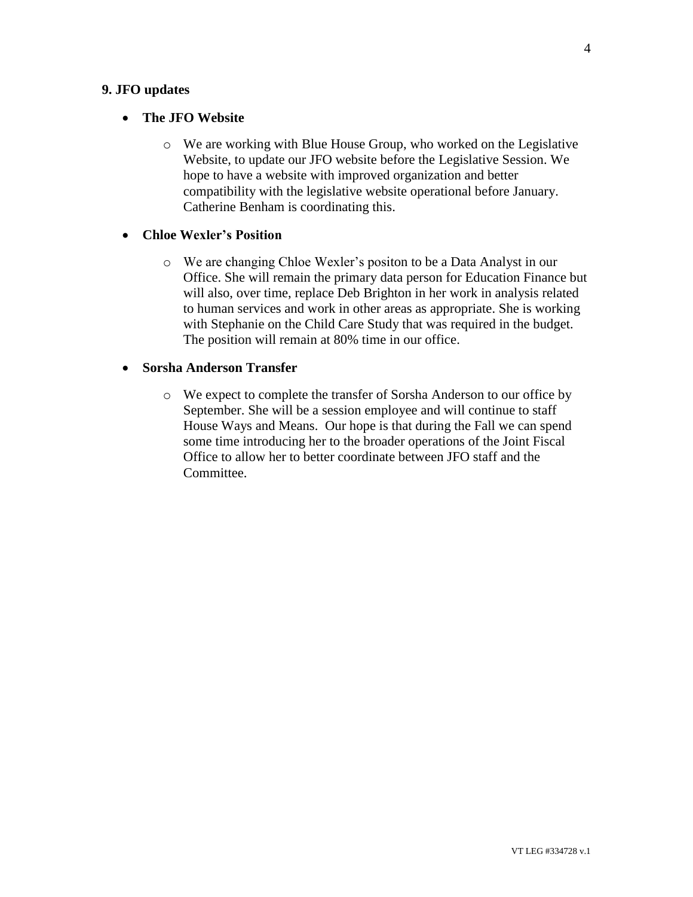**9. JFO updates**

- **The JFO Website**
  - We are working with Blue House Group, who worked on the Legislative Website, to update our JFO website before the Legislative Session. We hope to have a website with improved organization and better compatibility with the legislative website operational before January. Catherine Benham is coordinating this.

- **Chloe Wexler's Position**
  - We are changing Chloe Wexler's positon to be a Data Analyst in our Office. She will remain the primary data person for Education Finance but will also, over time, replace Deb Brighton in her work in analysis related to human services and work in other areas as appropriate. She is working with Stephanie on the Child Care Study that was required in the budget. The position will remain at 80% time in our office.

- **Sorsha Anderson Transfer**
  - We expect to complete the transfer of Sorsha Anderson to our office by September. She will be a session employee and will continue to staff House Ways and Means. Our hope is that during the Fall we can spend some time introducing her to the broader operations of the Joint Fiscal Office to allow her to better coordinate between JFO staff and the Committee.

VT LEG #334728 v.1